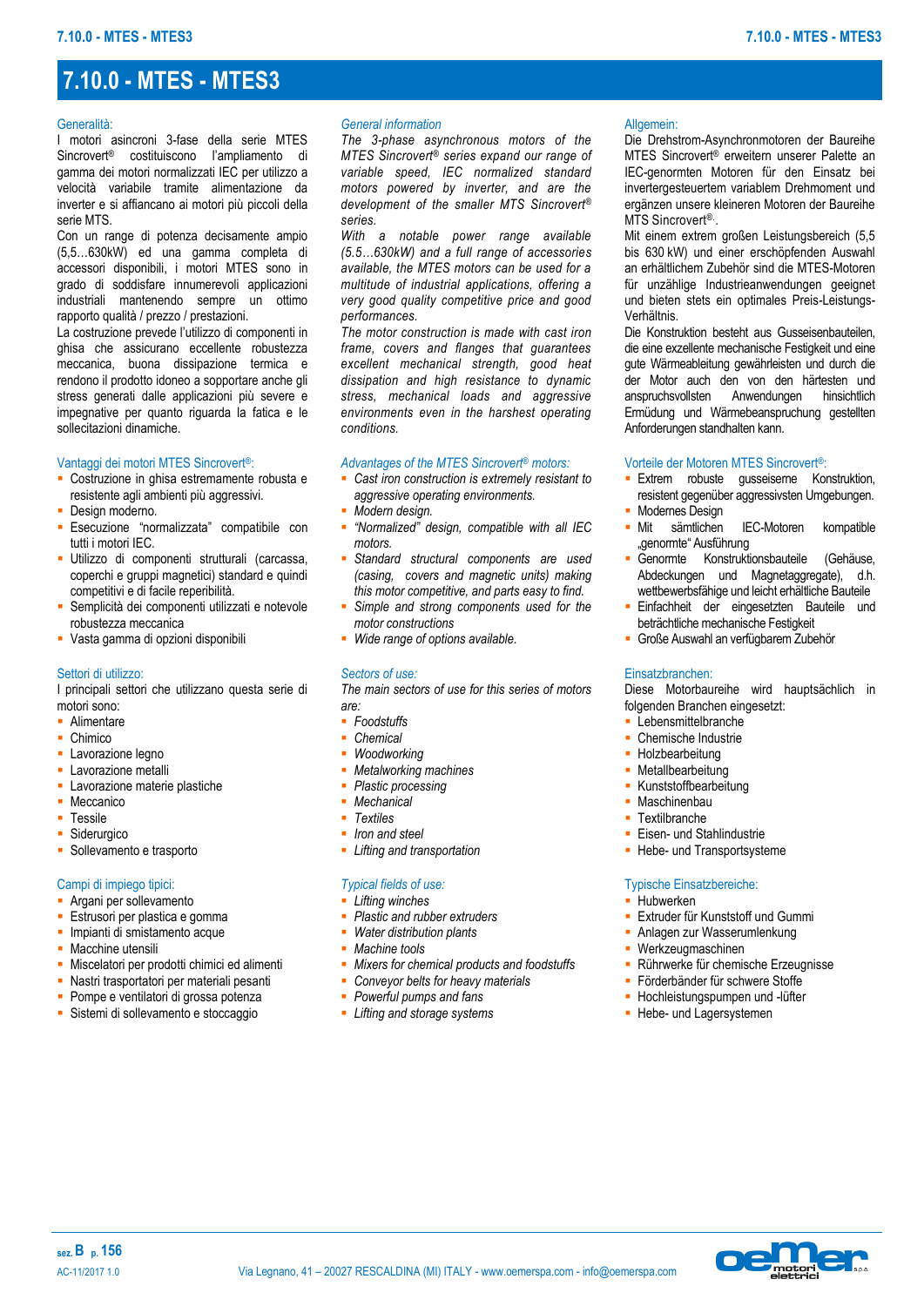# 7.10.0 - MTES - MTES3

## Generalità:

I motori asincroni 3-fase della serie MTES Sincrovert® costituiscono l'ampliamento di gamma dei motori normalizzati IEC per utilizzo a velocità variabile tramite alimentazione da inverter e si affiancano ai motori più piccoli della serie MTS.

Con un range di potenza decisamente ampio (5,5…630kW) ed una gamma completa di accessori disponibili, i motori MTES sono in grado di soddisfare innumerevoli applicazioni industriali mantenendo sempre un ottimo rapporto qualità / prezzo / prestazioni.

La costruzione prevede l'utilizzo di componenti in ghisa che assicurano eccellente robustezza meccanica, buona dissipazione termica e rendono il prodotto idoneo a sopportare anche gli stress generati dalle applicazioni più severe e impegnative per quanto riguarda la fatica e le sollecitazioni dinamiche.

## Vantaggi dei motori MTES Sincrovert®:

- Costruzione in ghisa estremamente robusta e resistente agli ambienti più aggressivi.
- Design moderno.
- Esecuzione "normalizzata" compatibile con tutti i motori IEC.
- Utilizzo di componenti strutturali (carcassa, coperchi e gruppi magnetici) standard e quindi competitivi e di facile reperibilità.
- Semplicità dei componenti utilizzati e notevole robustezza meccanica
- Vasta gamma di opzioni disponibili

## Settori di utilizzo:

I principali settori che utilizzano questa serie di motori sono:

- Alimentare
- Chimico
- Lavorazione legno
- Lavorazione metalli
- Lavorazione materie plastiche
- Meccanico
- Tessile
- Siderurgico
- Sollevamento e trasporto

## Campi di impiego tipici:

- Argani per sollevamento
- Estrusori per plastica e gomma
- Impianti di smistamento acque
- Macchine utensili
- Miscelatori per prodotti chimici ed alimenti
- Nastri trasportatori per materiali pesanti
- Pompe e ventilatori di grossa potenza
- Sistemi di sollevamento e stoccaggio

## *General information*

*The 3-phase asynchronous motors of the MTES Sincrovert® series expand our range of variable speed, IEC normalized standard motors powered by inverter, and are the development of the smaller MTS Sincrovert® series.*

*With a notable power range available (5.5…630kW) and a full range of accessories available, the MTES motors can be used for a multitude of industrial applications, offering a very good quality competitive price and good performances.*

*The motor construction is made with cast iron frame, covers and flanges that guarantees excellent mechanical strength, good heat dissipation and high resistance to dynamic stress, mechanical loads and aggressive environments even in the harshest operating conditions.*

## *Advantages of the MTES Sincrovert® motors:*

- *Cast iron construction is extremely resistant to aggressive operating environments.*
- *Modern design.*
- *"Normalized" design, compatible with all IEC motors.*
- *Standard structural components are used (casing, covers and magnetic units) making this motor competitive, and parts easy to find.*
- *Simple and strong components used for the motor constructions*
- *Wide range of options available.*

## *Sectors of use:*

*The main sectors of use for this series of motors are:*

- *Foodstuffs*
- *Chemical*
- *Woodworking*
- *Metalworking machines*
- *Plastic processing*
- *Mechanical*
- *Textiles*
- *Iron and steel*
- *Lifting and transportation*

## *Typical fields of use:*

- *Lifting winches*
- *Plastic and rubber extruders*
- *Water distribution plants*
- *Machine tools*
- *Mixers for chemical products and foodstuffs*
- *Conveyor belts for heavy materials*
- *Powerful pumps and fans*
- *Lifting and storage systems*

## Allgemein:

Die Drehstrom-Asynchronmotoren der Baureihe MTES Sincrovert® erweitern unserer Palette an IEC-genormten Motoren für den Einsatz bei invertergesteuertem variablem Drehmoment und ergänzen unsere kleineren Motoren der Baureihe MTS Sincrovert®.

Mit einem extrem großen Leistungsbereich (5,5 bis 630 kW) und einer erschöpfenden Auswahl an erhältlichem Zubehör sind die MTES-Motoren für unzählige Industrieanwendungen geeignet und bieten stets ein optimales Preis-Leistungs-Verhältnis.

Die Konstruktion besteht aus Gusseisenbauteilen, die eine exzellente mechanische Festigkeit und eine gute Wärmeableitung gewährleisten und durch die der Motor auch den von den härtesten und anspruchsvollsten Anwendungen hinsichtlich Ermüdung und Wärmebeanspruchung gestellten Anforderungen standhalten kann.

## Vorteile der Motoren MTES Sincrovert®:

- Extrem robuste gusseiseme Konstruktion, resistent gegenüber aggressivsten Umgebungen.
- Modernes Design
- Mit sämtlichen IEC-Motoren kompatible „genormte" Ausführung
- Genormte Konstruktionsbauteile (Gehäuse, Abdeckungen und Magnetaggregate), d.h. wettbewerbsfähige und leicht erhältliche Bauteile
- Einfachheit der eingesetzten Bauteile und beträchtliche mechanische Festigkeit
- Große Auswahl an verfügbarem Zubehör

## Einsatzbranchen:

Diese Motorbaureihe wird hauptsächlich in folgenden Branchen eingesetzt:

- Lebensmittelbranche
- Chemische Industrie
- Holzbearbeitung
- Metallbearbeitung
- Kunststoffbearbeitung
- Maschinenbau
- Textilbranche
- Eisen- und Stahlindustrie
- Hebe- und Transportsysteme

## Typische Einsatzbereiche:

- Hubwerken
- Extruder für Kunststoff und Gummi
- Anlagen zur Wasserumlenkung
- Werkzeugmaschinen
- Rührwerke für chemische Erzeugnisse
- Förderbänder für schwere Stoffe
- Hochleistungspumpen und -lüfter
- Hebe- und Lagersystemen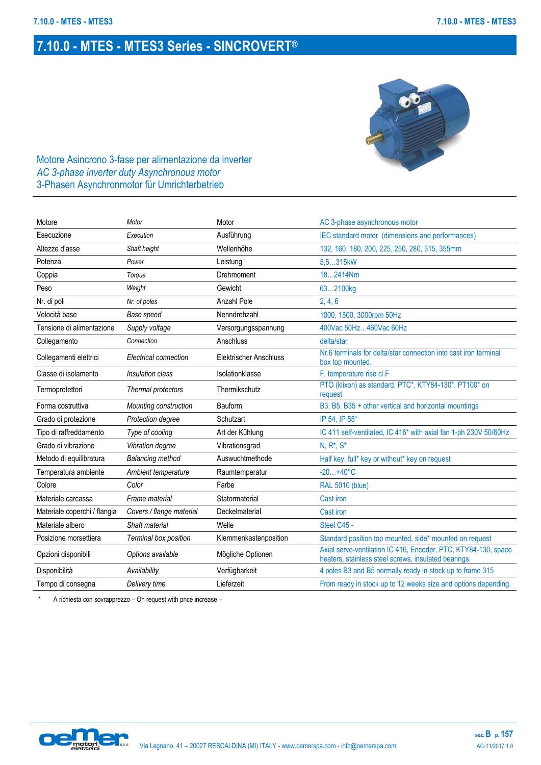# 7.10.0 - MTES - MTES3 Series - SINCROVERT®

Motore Asincrono 3-fase per alimentazione da inverter
*AC 3-phase inverter duty Asynchronous motor*
3-Phasen Asynchronmotor für Umrichterbetrieb

| Motore | *Motor* | Motor | AC 3-phase asynchronous motor |
|---|---|---|---|
| Esecuzione | *Execution* | Ausführung | IEC standard motor (dimensions and performances) |
| Altezze d'asse | *Shaft height* | Wellenhöhe | 132, 160, 180, 200, 225, 250, 280, 315, 355mm |
| Potenza | *Power* | Leistung | 5,5…315kW |
| Coppia | *Torque* | Drehmoment | 18…2414Nm |
| Peso | *Weight* | Gewicht | 63…2100kg |
| Nr. di poli | *Nr. of poles* | Anzahl Pole | 2, 4, 6 |
| Velocità base | *Base speed* | Nenndrehzahl | 1000, 1500, 3000rpm 50Hz |
| Tensione di alimentazione | *Supply voltage* | Versorgungsspannung | 400Vac 50Hz…460Vac 60Hz |
| Collegamento | *Connection* | Anschluss | delta/star |
| Collegamenti elettrici | *Electrical connection* | Elektrischer Anschluss | Nr.6 terminals for delta/star connection into cast iron terminal box top mounted. |
| Classe di isolamento | *Insulation class* | Isolationklasse | F, temperature rise cl.F |
| Termoprotettori | *Thermal protectors* | Thermikschutz | PTO (klixon) as standard, PTC*, KTY84-130*, PT100* on request |
| Forma costruttiva | *Mounting construction* | Bauform | B3, B5, B35 + other vertical and horizontal mountings |
| Grado di protezione | *Protection degree* | Schutzart | IP 54, IP 55* |
| Tipo di raffreddamento | *Type of cooling* | Art der Kühlung | IC 411 self-ventilated, IC 416* with axial fan 1-ph 230V 50/60Hz |
| Grado di vibrazione | *Vibration degree* | Vibrationsgrad | N, R*, S* |
| Metodo di equilibratura | *Balancing method* | Auswuchtmethode | Half key, full* key or without* key on request |
| Temperatura ambiente | *Ambient temperature* | Raumtemperatur | -20…+40°C |
| Colore | *Color* | Farbe | RAL 5010 (blue) |
| Materiale carcassa | *Frame material* | Statormaterial | Cast iron |
| Materiale coperchi / flangia | *Covers / flange material* | Deckelmaterial | Cast iron |
| Materiale albero | *Shaft material* | Welle | Steel C45 - |
| Posizione morsettiera | *Terminal box position* | Klemmenkastenposition | Standard position top mounted, side* mounted on request |
| Opzioni disponibili | *Options available* | Mögliche Optionen | Axial servo-ventilation IC 416, Encoder, PTC, KTY84-130, space heaters, stainless steel screws, insulated bearings. |
| Disponibilità | *Availability* | Verfügbarkeit | 4 poles B3 and B5 normally ready in stock up to frame 315 |
| Tempo di consegna | *Delivery time* | Lieferzeit | From ready in stock up to 12 weeks size and options depending. |

\* A richiesta con sovrapprezzo – On request with price increase –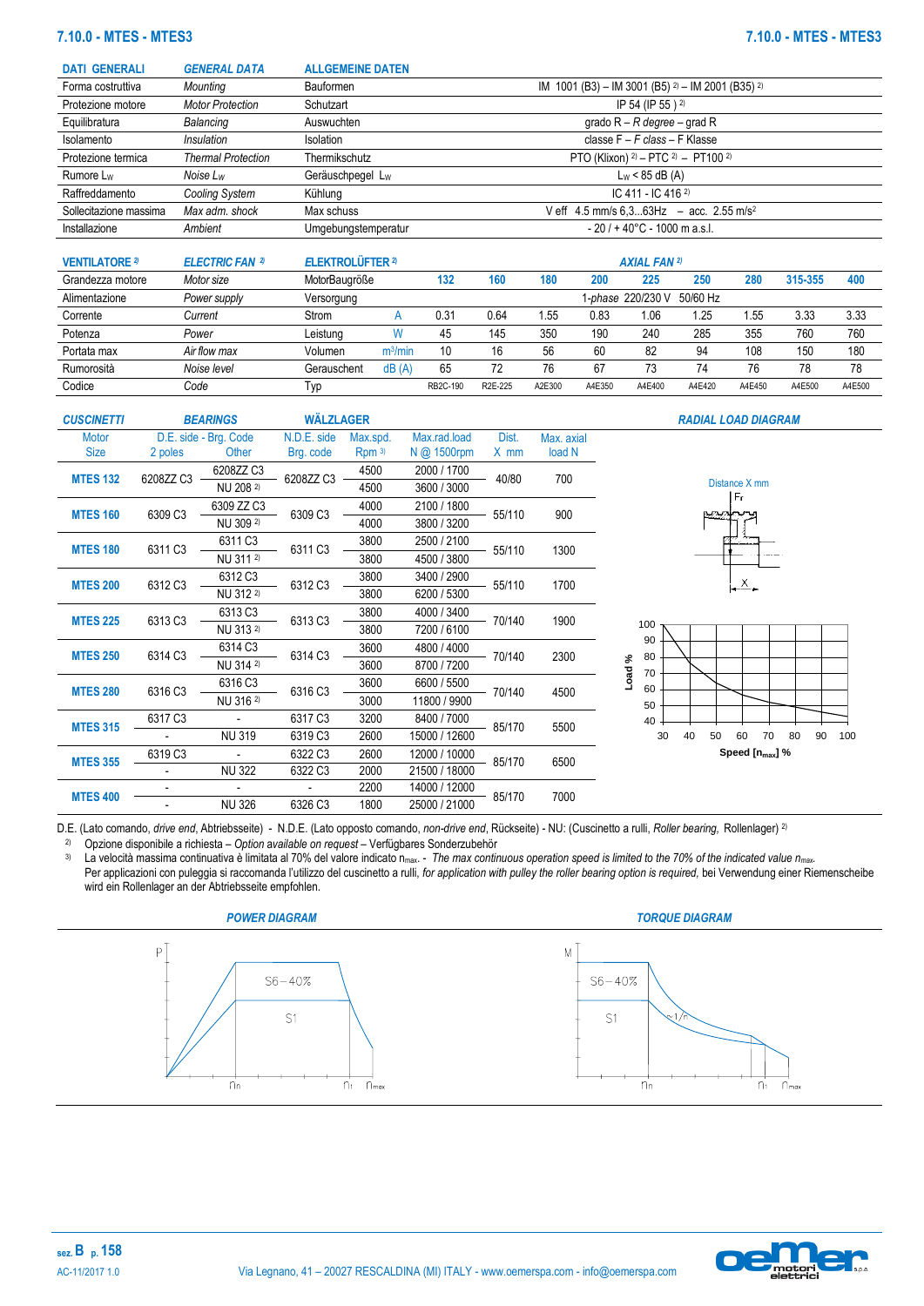## 7.10.0 - MTES - MTES3

| DATI GENERALI | GENERAL DATA | ALLGEMEINE DATEN | |
|---|---|---|---|
| Forma costruttiva | *Mounting* | Bauformen | IM 1001 (B3) – IM 3001 (B5) [2] – IM 2001 (B35) [2] |
| Protezione motore | *Motor Protection* | Schutzart | IP 54 (IP 55 ) [2] |
| Equilibratura | *Balancing* | Auswuchten | grado R – *R degree* – grad R |
| Isolamento | *Insulation* | Isolation | classe F – *F class* – F Klasse |
| Protezione termica | *Thermal Protection* | Thermikschutz | PTO (Klixon) [2] – PTC [2] – PT100 [2] |
| Rumore $L_W$ | *Noise* $L_W$ | Geräuschpegel $L_W$ | $L_W$ < 85 dB (A) |
| Raffreddamento | *Cooling System* | Kühlung | IC 411 - IC 416 [2] |
| Sollecitazione massima | *Max adm. shock* | Max schuss | V eff 4.5 mm/s 6,3...63Hz – acc. 2.55 m/s² |
| Installazione | *Ambient* | Umgebungstemperatur | - 20 / + 40°C - 1000 m a.s.l. |

| VENTILATORE [2] | *ELECTRIC FAN* [2] | ELEKTROLÜFTER [2] | | AXIAL FAN [2] | | | | | | | | |
|---|---|---|---|---|---|---|---|---|---|---|---|---|
| Grandezza motore | *Motor size* | MotorBaugröße | | 132 | 160 | 180 | 200 | 225 | 250 | 280 | 315-355 | 400 |
| Alimentazione | *Power supply* | Versorgung | | *1-phase* 220/230 V 50/60 Hz | | | | | | | | |
| Corrente | *Current* | Strom | A | 0.31 | 0.64 | 1.55 | 0.83 | 1.06 | 1.25 | 1.55 | 3.33 | 3.33 |
| Potenza | *Power* | Leistung | W | 45 | 145 | 350 | 190 | 240 | 285 | 355 | 760 | 760 |
| Portata max | *Air flow max* | Volumen | m³/min | 10 | 16 | 56 | 60 | 82 | 94 | 108 | 150 | 180 |
| Rumorosità | *Noise level* | Gerauschent | dB (A) | 65 | 72 | 76 | 67 | 73 | 74 | 76 | 78 | 78 |
| Codice | *Code* | Typ | | RB2C-190 | R2E-225 | A2E300 | A4E350 | A4E400 | A4E420 | A4E450 | A4E500 | A4E500 |

### CUSCINETTI – *BEARINGS* – WÄLZLAGER

| Motor Size | D.E. side - Brg. Code 2 poles | D.E. side - Brg. Code Other | N.D.E. side Brg. code | Max.spd. Rpm [3] | Max.rad.load N @ 1500rpm | Dist. X mm | Max. axial load N |
|---|---|---|---|---|---|---|---|
| **MTES 132** | 6208ZZ C3 | 6208ZZ C3 | 6208ZZ C3 | 4500 | 2000 / 1700 | 40/80 | 700 |
| | | NU 208 [2] | | 4500 | 3600 / 3000 | | |
| **MTES 160** | 6309 C3 | 6309 ZZ C3 | 6309 C3 | 4000 | 2100 / 1800 | 55/110 | 900 |
| | | NU 309 [2] | | 4000 | 3800 / 3200 | | |
| **MTES 180** | 6311 C3 | 6311 C3 | 6311 C3 | 3800 | 2500 / 2100 | 55/110 | 1300 |
| | | NU 311 [2] | | 3800 | 4500 / 3800 | | |
| **MTES 200** | 6312 C3 | 6312 C3 | 6312 C3 | 3800 | 3400 / 2900 | 55/110 | 1700 |
| | | NU 312 [2] | | 3800 | 6200 / 5300 | | |
| **MTES 225** | 6313 C3 | 6313 C3 | 6313 C3 | 3800 | 4000 / 3400 | 70/140 | 1900 |
| | | NU 313 [2] | | 3800 | 7200 / 6100 | | |
| **MTES 250** | 6314 C3 | 6314 C3 | 6314 C3 | 3600 | 4800 / 4000 | 70/140 | 2300 |
| | | NU 314 [2] | | 3600 | 8700 / 7200 | | |
| **MTES 280** | 6316 C3 | 6316 C3 | 6316 C3 | 3600 | 6600 / 5500 | 70/140 | 4500 |
| | | NU 316 [2] | | 3000 | 11800 / 9900 | | |
| **MTES 315** | 6317 C3 | - | 6317 C3 | 3200 | 8400 / 7000 | 85/170 | 5500 |
| | - | NU 319 | 6319 C3 | 2600 | 15000 / 12600 | | |
| **MTES 355** | 6319 C3 | - | 6322 C3 | 2600 | 12000 / 10000 | 85/170 | 6500 |
| | - | NU 322 | 6322 C3 | 2000 | 21500 / 18000 | | |
| **MTES 400** | - | - | - | 2200 | 14000 / 12000 | 85/170 | 7000 |
| | - | NU 326 | 6326 C3 | 1800 | 25000 / 21000 | | |

#### RADIAL LOAD DIAGRAM

Distance X mm

$F_r$

X

Load %

100
90
80
70
60
50
40

30 40 50 60 70 80 90 100

Speed [$n_{max}$] %

D.E. (Lato comando, *drive end*, Abtriebsseite) - N.D.E. (Lato opposto comando, *non-drive end*, Rückseite) - NU: (Cuscinetto a rulli, *Roller bearing*, Rollenlager) [2]

2) Opzione disponibile a richiesta – *Option available on request* – Verfügbares Sonderzubehör

3) La velocità massima continuativa è limitata al 70% del valore indicato $n_{max}$. - *The max continuous operation speed is limited to the 70% of the indicated value* $n_{max}$.
Per applicazioni con puleggia si raccomanda l'utilizzo del cuscinetto a rulli, *for application with pulley the roller bearing option is required,* bei Verwendung einer Riemenscheibe wird ein Rollenlager an der Abtriebsseite empfohlen.

#### POWER DIAGRAM

P

S6 – 40%

S1

$n_n$ $n_1$ $n_{max}$

#### TORQUE DIAGRAM

M

S6 – 40%

S1

~1/n

$n_n$ $n_1$ $n_{max}$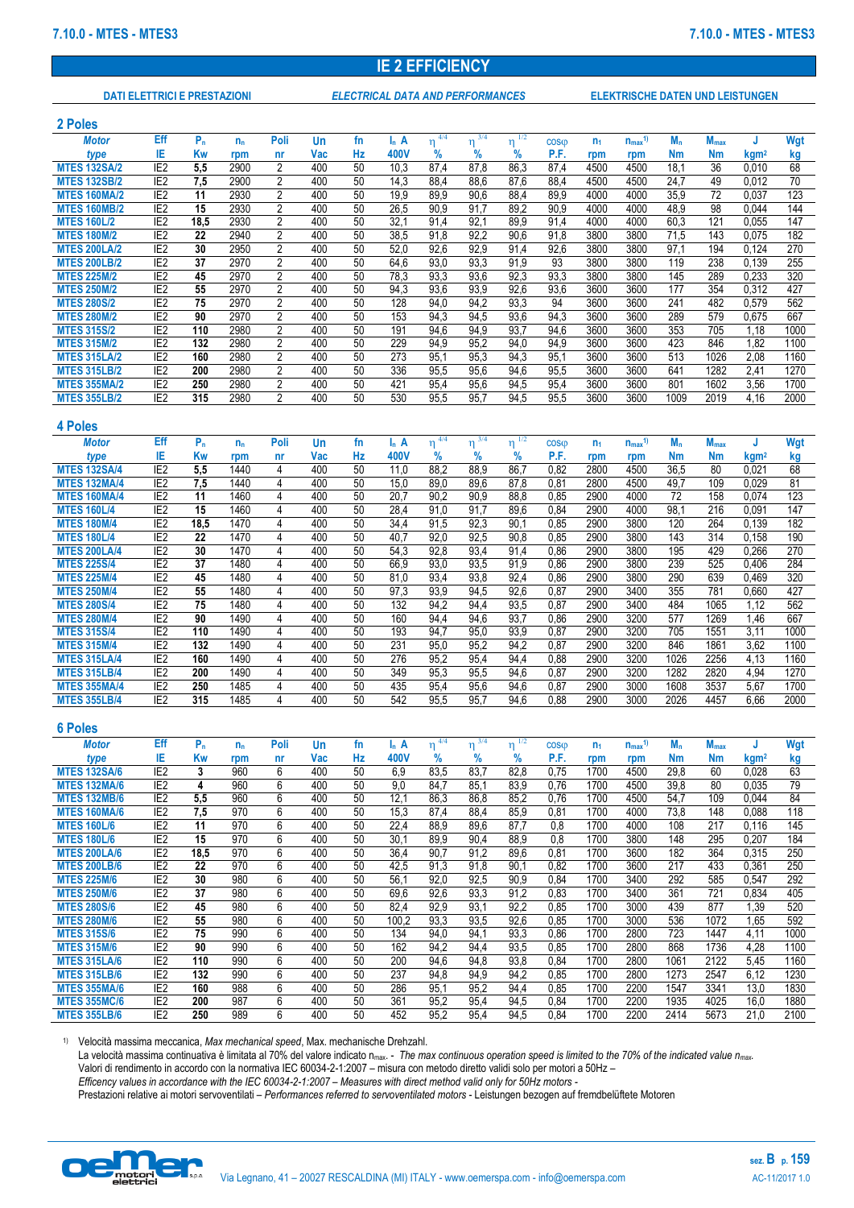# IE 2 EFFICIENCY

**DATI ELETTRICI E PRESTAZIONI** — ***ELECTRICAL DATA AND PERFORMANCES*** — **ELEKTRISCHE DATEN UND LEISTUNGEN**

## 2 Poles

| Motor type | Eff IE | $P_n$ Kw | $n_n$ rpm | Poli nr | Un Vac | fn Hz | $I_n$ A 400V | $\eta^{4/4}$ % | $\eta^{3/4}$ % | $\eta^{1/2}$ % | cosφ P.F. | $n_1$ rpm | $n_{max}$[1] rpm | $M_n$ Nm | $M_{max}$ Nm | J kgm² | Wgt kg |
|---|---|---|---|---|---|---|---|---|---|---|---|---|---|---|---|---|---|
| MTES 132SA/2 | IE2 | 5,5 | 2900 | 2 | 400 | 50 | 10,3 | 87,4 | 87,8 | 86,3 | 87,4 | 4500 | 4500 | 18,1 | 36 | 0,010 | 68 |
| MTES 132SB/2 | IE2 | 7,5 | 2900 | 2 | 400 | 50 | 14,3 | 88,4 | 88,6 | 87,6 | 88,4 | 4500 | 4500 | 24,7 | 49 | 0,012 | 70 |
| MTES 160MA/2 | IE2 | 11 | 2930 | 2 | 400 | 50 | 19,9 | 89,9 | 90,6 | 88,4 | 89,9 | 4000 | 4000 | 35,9 | 72 | 0,037 | 123 |
| MTES 160MB/2 | IE2 | 15 | 2930 | 2 | 400 | 50 | 26,5 | 90,9 | 91,7 | 89,2 | 90,9 | 4000 | 4000 | 48,9 | 98 | 0,044 | 144 |
| MTES 160L/2 | IE2 | 18,5 | 2930 | 2 | 400 | 50 | 32,1 | 91,4 | 92,1 | 89,9 | 91,4 | 4000 | 4000 | 60,3 | 121 | 0,055 | 147 |
| MTES 180M/2 | IE2 | 22 | 2940 | 2 | 400 | 50 | 38,5 | 91,8 | 92,2 | 90,6 | 91,8 | 3800 | 3800 | 71,5 | 143 | 0,075 | 182 |
| MTES 200LA/2 | IE2 | 30 | 2950 | 2 | 400 | 50 | 52,0 | 92,6 | 92,9 | 91,4 | 92,6 | 3800 | 3800 | 97,1 | 194 | 0,124 | 270 |
| MTES 200LB/2 | IE2 | 37 | 2970 | 2 | 400 | 50 | 64,6 | 93,0 | 93,3 | 91,9 | 93 | 3800 | 3800 | 119 | 238 | 0,139 | 255 |
| MTES 225M/2 | IE2 | 45 | 2970 | 2 | 400 | 50 | 78,3 | 93,3 | 93,6 | 92,3 | 93,3 | 3800 | 3800 | 145 | 289 | 0,233 | 320 |
| MTES 250M/2 | IE2 | 55 | 2970 | 2 | 400 | 50 | 94,3 | 93,6 | 93,9 | 92,6 | 93,6 | 3600 | 3600 | 177 | 354 | 0,312 | 427 |
| MTES 280S/2 | IE2 | 75 | 2970 | 2 | 400 | 50 | 128 | 94,0 | 94,2 | 93,3 | 94 | 3600 | 3600 | 241 | 482 | 0,579 | 562 |
| MTES 280M/2 | IE2 | 90 | 2970 | 2 | 400 | 50 | 153 | 94,3 | 94,5 | 93,6 | 94,3 | 3600 | 3600 | 289 | 579 | 0,675 | 667 |
| MTES 315S/2 | IE2 | 110 | 2980 | 2 | 400 | 50 | 191 | 94,6 | 94,9 | 93,7 | 94,6 | 3600 | 3600 | 353 | 705 | 1,18 | 1000 |
| MTES 315M/2 | IE2 | 132 | 2980 | 2 | 400 | 50 | 229 | 94,9 | 95,2 | 94,0 | 94,9 | 3600 | 3600 | 423 | 846 | 1,82 | 1100 |
| MTES 315LA/2 | IE2 | 160 | 2980 | 2 | 400 | 50 | 273 | 95,1 | 95,3 | 94,3 | 95,1 | 3600 | 3600 | 513 | 1026 | 2,08 | 1160 |
| MTES 315LB/2 | IE2 | 200 | 2980 | 2 | 400 | 50 | 336 | 95,5 | 95,6 | 94,6 | 95,5 | 3600 | 3600 | 641 | 1282 | 2,41 | 1270 |
| MTES 355MA/2 | IE2 | 250 | 2980 | 2 | 400 | 50 | 421 | 95,4 | 95,6 | 94,5 | 95,4 | 3600 | 3600 | 801 | 1602 | 3,56 | 1700 |
| MTES 355LB/2 | IE2 | 315 | 2980 | 2 | 400 | 50 | 530 | 95,5 | 95,7 | 94,5 | 95,5 | 3600 | 3600 | 1009 | 2019 | 4,16 | 2000 |

## 4 Poles

| Motor type | Eff IE | $P_n$ Kw | $n_n$ rpm | Poli nr | Un Vac | fn Hz | $I_n$ A 400V | $\eta^{4/4}$ % | $\eta^{3/4}$ % | $\eta^{1/2}$ % | cosφ P.F. | $n_1$ rpm | $n_{max}$[1] rpm | $M_n$ Nm | $M_{max}$ Nm | J kgm² | Wgt kg |
|---|---|---|---|---|---|---|---|---|---|---|---|---|---|---|---|---|---|
| MTES 132SA/4 | IE2 | 5,5 | 1440 | 4 | 400 | 50 | 11,0 | 88,2 | 88,9 | 86,7 | 0,82 | 2800 | 4500 | 36,5 | 80 | 0,021 | 68 |
| MTES 132MA/4 | IE2 | 7,5 | 1440 | 4 | 400 | 50 | 15,0 | 89,0 | 89,6 | 87,8 | 0,81 | 2800 | 4500 | 49,7 | 109 | 0,029 | 81 |
| MTES 160MA/4 | IE2 | 11 | 1460 | 4 | 400 | 50 | 20,7 | 90,2 | 90,9 | 88,8 | 0,85 | 2900 | 4000 | 72 | 158 | 0,074 | 123 |
| MTES 160L/4 | IE2 | 15 | 1460 | 4 | 400 | 50 | 28,4 | 91,0 | 91,7 | 89,6 | 0,84 | 2900 | 4000 | 98,1 | 216 | 0,091 | 147 |
| MTES 180M/4 | IE2 | 18,5 | 1470 | 4 | 400 | 50 | 34,4 | 91,5 | 92,3 | 90,1 | 0,85 | 2900 | 3800 | 120 | 264 | 0,139 | 182 |
| MTES 180L/4 | IE2 | 22 | 1470 | 4 | 400 | 50 | 40,7 | 92,0 | 92,5 | 90,8 | 0,85 | 2900 | 3800 | 143 | 314 | 0,158 | 190 |
| MTES 200LA/4 | IE2 | 30 | 1470 | 4 | 400 | 50 | 54,3 | 92,8 | 93,4 | 91,4 | 0,86 | 2900 | 3800 | 195 | 429 | 0,266 | 270 |
| MTES 225S/4 | IE2 | 37 | 1480 | 4 | 400 | 50 | 66,9 | 93,0 | 93,5 | 91,9 | 0,86 | 2900 | 3800 | 239 | 525 | 0,406 | 284 |
| MTES 225M/4 | IE2 | 45 | 1480 | 4 | 400 | 50 | 81,0 | 93,4 | 93,8 | 92,4 | 0,86 | 2900 | 3800 | 290 | 639 | 0,469 | 320 |
| MTES 250M/4 | IE2 | 55 | 1480 | 4 | 400 | 50 | 97,3 | 93,9 | 94,5 | 92,6 | 0,87 | 2900 | 3400 | 355 | 781 | 0,660 | 427 |
| MTES 280S/4 | IE2 | 75 | 1480 | 4 | 400 | 50 | 132 | 94,2 | 94,4 | 93,5 | 0,87 | 2900 | 3400 | 484 | 1065 | 1,12 | 562 |
| MTES 280M/4 | IE2 | 90 | 1490 | 4 | 400 | 50 | 160 | 94,4 | 94,6 | 93,7 | 0,86 | 2900 | 3200 | 577 | 1269 | 1,46 | 667 |
| MTES 315S/4 | IE2 | 110 | 1490 | 4 | 400 | 50 | 193 | 94,7 | 95,0 | 93,9 | 0,87 | 2900 | 3200 | 705 | 1551 | 3,11 | 1000 |
| MTES 315M/4 | IE2 | 132 | 1490 | 4 | 400 | 50 | 231 | 95,0 | 95,2 | 94,2 | 0,87 | 2900 | 3200 | 846 | 1861 | 3,62 | 1100 |
| MTES 315LA/4 | IE2 | 160 | 1490 | 4 | 400 | 50 | 276 | 95,2 | 95,4 | 94,4 | 0,88 | 2900 | 3200 | 1026 | 2256 | 4,13 | 1160 |
| MTES 315LB/4 | IE2 | 200 | 1490 | 4 | 400 | 50 | 349 | 95,3 | 95,5 | 94,6 | 0,87 | 2900 | 3200 | 1282 | 2820 | 4,94 | 1270 |
| MTES 355MA/4 | IE2 | 250 | 1485 | 4 | 400 | 50 | 435 | 95,4 | 95,6 | 94,6 | 0,87 | 2900 | 3000 | 1608 | 3537 | 5,67 | 1700 |
| MTES 355LB/4 | IE2 | 315 | 1485 | 4 | 400 | 50 | 542 | 95,5 | 95,7 | 94,6 | 0,88 | 2900 | 3000 | 2026 | 4457 | 6,66 | 2000 |

## 6 Poles

| Motor type | Eff IE | $P_n$ Kw | $n_n$ rpm | Poli nr | Un Vac | fn Hz | $I_n$ A 400V | $\eta^{4/4}$ % | $\eta^{3/4}$ % | $\eta^{1/2}$ % | cosφ P.F. | $n_1$ rpm | $n_{max}$[1] rpm | $M_n$ Nm | $M_{max}$ Nm | J kgm² | Wgt kg |
|---|---|---|---|---|---|---|---|---|---|---|---|---|---|---|---|---|---|
| MTES 132SA/6 | IE2 | 3 | 960 | 6 | 400 | 50 | 6,9 | 83,5 | 83,7 | 82,8 | 0,75 | 1700 | 4500 | 29,8 | 60 | 0,028 | 63 |
| MTES 132MA/6 | IE2 | 4 | 960 | 6 | 400 | 50 | 9,0 | 84,7 | 85,1 | 83,9 | 0,76 | 1700 | 4500 | 39,8 | 80 | 0,035 | 79 |
| MTES 132MB/6 | IE2 | 5,5 | 960 | 6 | 400 | 50 | 12,1 | 86,3 | 86,8 | 85,2 | 0,76 | 1700 | 4500 | 54,7 | 109 | 0,044 | 84 |
| MTES 160MA/6 | IE2 | 7,5 | 970 | 6 | 400 | 50 | 15,3 | 87,4 | 88,4 | 85,9 | 0,81 | 1700 | 4000 | 73,8 | 148 | 0,088 | 118 |
| MTES 160L/6 | IE2 | 11 | 970 | 6 | 400 | 50 | 22,4 | 88,9 | 89,6 | 87,7 | 0,8 | 1700 | 4000 | 108 | 217 | 0,116 | 145 |
| MTES 180L/6 | IE2 | 15 | 970 | 6 | 400 | 50 | 30,1 | 89,9 | 90,4 | 88,9 | 0,8 | 1700 | 3800 | 148 | 295 | 0,207 | 184 |
| MTES 200LA/6 | IE2 | 18,5 | 970 | 6 | 400 | 50 | 36,4 | 90,7 | 91,2 | 89,6 | 0,81 | 1700 | 3600 | 182 | 364 | 0,315 | 250 |
| MTES 200LB/6 | IE2 | 22 | 970 | 6 | 400 | 50 | 42,5 | 91,3 | 91,8 | 90,1 | 0,82 | 1700 | 3600 | 217 | 433 | 0,361 | 250 |
| MTES 225M/6 | IE2 | 30 | 980 | 6 | 400 | 50 | 56,1 | 92,0 | 92,5 | 90,9 | 0,84 | 1700 | 3400 | 292 | 585 | 0,547 | 292 |
| MTES 250M/6 | IE2 | 37 | 980 | 6 | 400 | 50 | 69,6 | 92,6 | 93,3 | 91,2 | 0,83 | 1700 | 3400 | 361 | 721 | 0,834 | 405 |
| MTES 280S/6 | IE2 | 45 | 980 | 6 | 400 | 50 | 82,4 | 92,9 | 93,1 | 92,2 | 0,85 | 1700 | 3000 | 439 | 877 | 1,39 | 520 |
| MTES 280M/6 | IE2 | 55 | 980 | 6 | 400 | 50 | 100,2 | 93,3 | 93,5 | 92,6 | 0,85 | 1700 | 3000 | 536 | 1072 | 1,65 | 592 |
| MTES 315S/6 | IE2 | 75 | 990 | 6 | 400 | 50 | 134 | 94,0 | 94,1 | 93,3 | 0,86 | 1700 | 2800 | 723 | 1447 | 4,11 | 1000 |
| MTES 315M/6 | IE2 | 90 | 990 | 6 | 400 | 50 | 162 | 94,2 | 94,4 | 93,5 | 0,85 | 1700 | 2800 | 868 | 1736 | 4,28 | 1100 |
| MTES 315LA/6 | IE2 | 110 | 990 | 6 | 400 | 50 | 200 | 94,6 | 94,8 | 93,8 | 0,84 | 1700 | 2800 | 1061 | 2122 | 5,45 | 1160 |
| MTES 315LB/6 | IE2 | 132 | 990 | 6 | 400 | 50 | 237 | 94,8 | 94,9 | 94,2 | 0,85 | 1700 | 2800 | 1273 | 2547 | 6,12 | 1230 |
| MTES 355MA/6 | IE2 | 160 | 988 | 6 | 400 | 50 | 286 | 95,1 | 95,2 | 94,4 | 0,85 | 1700 | 2200 | 1547 | 3341 | 13,0 | 1830 |
| MTES 355MC/6 | IE2 | 200 | 987 | 6 | 400 | 50 | 361 | 95,2 | 95,4 | 94,5 | 0,84 | 1700 | 2200 | 1935 | 4025 | 16,0 | 1880 |
| MTES 355LB/6 | IE2 | 250 | 989 | 6 | 400 | 50 | 452 | 95,2 | 95,4 | 94,5 | 0,84 | 1700 | 2200 | 2414 | 5673 | 21,0 | 2100 |

[1] Velocità massima meccanica, *Max mechanical speed*, Max. mechanische Drehzahl.
La velocità massima continuativa è limitata al 70% del valore indicato $n_{max}$. - *The max continuous operation speed is limited to the 70% of the indicated value $n_{max}$.*
Valori di rendimento in accordo con la normativa IEC 60034-2-1:2007 – misura con metodo diretto validi solo per motori a 50Hz –
*Efficency values in accordance with the IEC 60034-2-1:2007 – Measures with direct method valid only for 50Hz motors -*
Prestazioni relative ai motori servoventilati – *Performances referred to servoventilated motors* - Leistungen bezogen auf fremdbelüftete Motoren

Via Legnano, 41 – 20027 RESCALDINA (MI) ITALY - www.oemerspa.com - info@oemerspa.com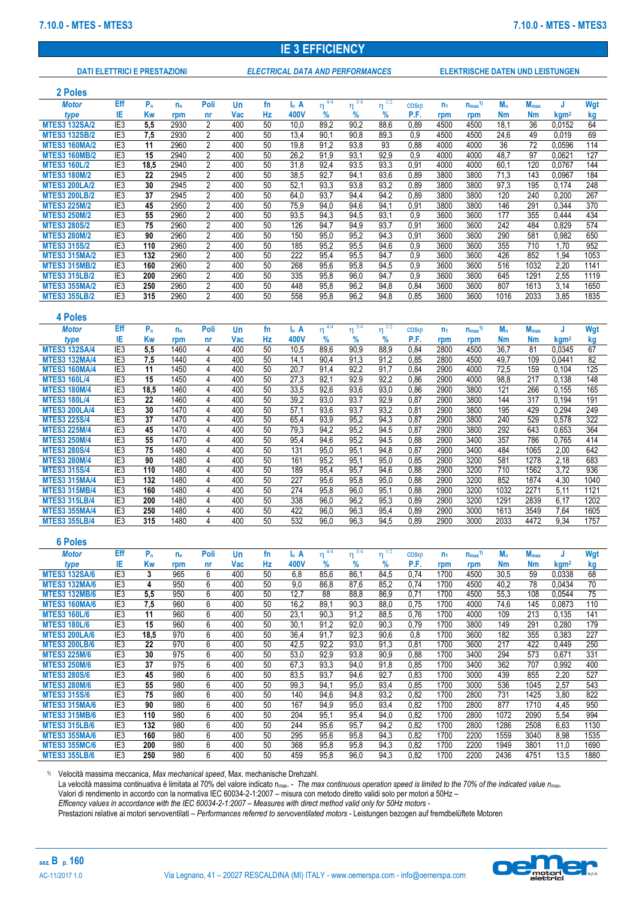# IE 3 EFFICIENCY

**DATI ELETTRICI E PRESTAZIONI** — *ELECTRICAL DATA AND PERFORMANCES* — **ELEKTRISCHE DATEN UND LEISTUNGEN**

## 2 Poles

| *Motor* type | Eff IE | $P_n$ Kw | $n_n$ rpm | Poli nr | Un Vac | fn Hz | $I_n$ A 400V | $\eta^{4/4}$ % | $\eta^{3/4}$ % | $\eta^{1/2}$ % | cosφ P.F. | $n_1$ rpm | $n_{max}$ 1) rpm | $M_n$ Nm | $M_{max}$ Nm | J kgm² | Wgt kg |
|---|---|---|---|---|---|---|---|---|---|---|---|---|---|---|---|---|---|
| MTES3 132SA/2 | IE3 | 5,5 | 2930 | 2 | 400 | 50 | 10,0 | 89,2 | 90,2 | 88,6 | 0,89 | 4500 | 4500 | 18,1 | 36 | 0,0152 | 64 |
| MTES3 132SB/2 | IE3 | 7,5 | 2930 | 2 | 400 | 50 | 13,4 | 90,1 | 90,8 | 89,3 | 0,9 | 4500 | 4500 | 24,6 | 49 | 0,019 | 69 |
| MTES3 160MA/2 | IE3 | 11 | 2960 | 2 | 400 | 50 | 19,8 | 91,2 | 93,8 | 93 | 0,88 | 4000 | 4000 | 36 | 72 | 0,0596 | 114 |
| MTES3 160MB/2 | IE3 | 15 | 2940 | 2 | 400 | 50 | 26,2 | 91,9 | 93,1 | 92,9 | 0,9 | 4000 | 4000 | 48,7 | 97 | 0,0621 | 127 |
| MTES3 160L/2 | IE3 | 18,5 | 2940 | 2 | 400 | 50 | 31,8 | 92,4 | 93.5 | 93,3 | 0,91 | 4000 | 4000 | 60,1 | 120 | 0,0767 | 144 |
| MTES3 180M/2 | IE3 | 22 | 2945 | 2 | 400 | 50 | 38,5 | 92,7 | 94,1 | 93,6 | 0,89 | 3800 | 3800 | 71,3 | 143 | 0,0967 | 184 |
| MTES3 200LA/2 | IE3 | 30 | 2945 | 2 | 400 | 50 | 52,1 | 93,3 | 93,8 | 93,2 | 0,89 | 3800 | 3800 | 97,3 | 195 | 0,174 | 248 |
| MTES3 200LB/2 | IE3 | 37 | 2945 | 2 | 400 | 50 | 64,0 | 93,7 | 94,4 | 94.2 | 0,89 | 3800 | 3800 | 120 | 240 | 0,200 | 267 |
| MTES3 225M/2 | IE3 | 45 | 2950 | 2 | 400 | 50 | 75,9 | 94,0 | 94,6 | 94,1 | 0,91 | 3800 | 3800 | 146 | 291 | 0,344 | 370 |
| MTES3 250M/2 | IE3 | 55 | 2960 | 2 | 400 | 50 | 93,5 | 94,3 | 94,5 | 93,1 | 0,9 | 3600 | 3600 | 177 | 355 | 0,444 | 434 |
| MTES3 280S/2 | IE3 | 75 | 2960 | 2 | 400 | 50 | 126 | 94,7 | 94,9 | 93,7 | 0,91 | 3600 | 3600 | 242 | 484 | 0,829 | 574 |
| MTES3 280M/2 | IE3 | 90 | 2960 | 2 | 400 | 50 | 150 | 95,0 | 95,2 | 94,3 | 0,91 | 3600 | 3600 | 290 | 581 | 0,982 | 650 |
| MTES3 315S/2 | IE3 | 110 | 2960 | 2 | 400 | 50 | 185 | 95,2 | 95,5 | 94,6 | 0,9 | 3600 | 3600 | 355 | 710 | 1,70 | 952 |
| MTES3 315MA/2 | IE3 | 132 | 2960 | 2 | 400 | 50 | 222 | 95,4 | 95,5 | 94,7 | 0,9 | 3600 | 3600 | 426 | 852 | 1,94 | 1053 |
| MTES3 315MB/2 | IE3 | 160 | 2960 | 2 | 400 | 50 | 268 | 95,6 | 95,8 | 94,5 | 0,9 | 3600 | 3600 | 516 | 1032 | 2,20 | 1141 |
| MTES3 315LB/2 | IE3 | 200 | 2960 | 2 | 400 | 50 | 335 | 95,8 | 96,0 | 94,7 | 0,9 | 3600 | 3600 | 645 | 1291 | 2,55 | 1119 |
| MTES3 355MA/2 | IE3 | 250 | 2960 | 2 | 400 | 50 | 448 | 95,8 | 96,2 | 94,8 | 0,84 | 3600 | 3600 | 807 | 1613 | 3,14 | 1650 |
| MTES3 355LB/2 | IE3 | 315 | 2960 | 2 | 400 | 50 | 558 | 95,8 | 96,2 | 94,8 | 0,85 | 3600 | 3600 | 1016 | 2033 | 3,85 | 1835 |

## 4 Poles

| *Motor* type | Eff IE | $P_n$ Kw | $n_n$ rpm | Poli nr | Un Vac | fn Hz | $I_n$ A 400V | $\eta^{4/4}$ % | $\eta^{3/4}$ % | $\eta^{1/2}$ % | cosφ P.F. | $n_1$ rpm | $n_{max}$ 1) rpm | $M_n$ Nm | $M_{max}$ Nm | J kgm² | Wgt kg |
|---|---|---|---|---|---|---|---|---|---|---|---|---|---|---|---|---|---|
| MTES3 132SA/4 | IE3 | 5,5 | 1460 | 4 | 400 | 50 | 10,5 | 89,6 | 90,9 | 88,9 | 0,84 | 2800 | 4500 | 36,7 | 81 | 0,0345 | 67 |
| MTES3 132MA/4 | IE3 | 7,5 | 1440 | 4 | 400 | 50 | 14,1 | 90,4 | 91,3 | 91,2 | 0,85 | 2800 | 4500 | 49,7 | 109 | 0,0441 | 82 |
| MTES3 160MA/4 | IE3 | 11 | 1450 | 4 | 400 | 50 | 20,7 | 91,4 | 92,2 | 91,7 | 0,84 | 2900 | 4000 | 72,5 | 159 | 0,104 | 125 |
| MTES3 160L/4 | IE3 | 15 | 1450 | 4 | 400 | 50 | 27,3 | 92,1 | 92.9 | 92,2 | 0,86 | 2900 | 4000 | 98,8 | 217 | 0,138 | 148 |
| MTES3 180M/4 | IE3 | 18,5 | 1460 | 4 | 400 | 50 | 33,5 | 92,6 | 93,6 | 93,0 | 0,86 | 2900 | 3800 | 121 | 266 | 0,155 | 165 |
| MTES3 180L/4 | IE3 | 22 | 1460 | 4 | 400 | 50 | 39,2 | 93,0 | 93.7 | 92,9 | 0,87 | 2900 | 3800 | 144 | 317 | 0,194 | 191 |
| MTES3 200LA/4 | IE3 | 30 | 1470 | 4 | 400 | 50 | 57,1 | 93,6 | 93,7 | 93,2 | 0,81 | 2900 | 3800 | 195 | 429 | 0,294 | 249 |
| MTES3 225S/4 | IE3 | 37 | 1470 | 4 | 400 | 50 | 65,4 | 93,9 | 95,2 | 94,3 | 0,87 | 2900 | 3800 | 240 | 529 | 0,578 | 322 |
| MTES3 225M/4 | IE3 | 45 | 1470 | 4 | 400 | 50 | 79,3 | 94,2 | 95,2 | 94.5 | 0,87 | 2900 | 3800 | 292 | 643 | 0,653 | 364 |
| MTES3 250M/4 | IE3 | 55 | 1470 | 4 | 400 | 50 | 95,4 | 94,6 | 95,2 | 94.5 | 0,88 | 2900 | 3400 | 357 | 786 | 0,765 | 414 |
| MTES3 280S/4 | IE3 | 75 | 1480 | 4 | 400 | 50 | 131 | 95,0 | 95,1 | 94,8 | 0,87 | 2900 | 3400 | 484 | 1065 | 2,00 | 642 |
| MTES3 280M/4 | IE3 | 90 | 1480 | 4 | 400 | 50 | 161 | 95,2 | 95,1 | 95,0 | 0,85 | 2900 | 3200 | 581 | 1278 | 2,18 | 683 |
| MTES3 315S/4 | IE3 | 110 | 1480 | 4 | 400 | 50 | 189 | 95,4 | 95,7 | 94,6 | 0,88 | 2900 | 3200 | 710 | 1562 | 3,72 | 936 |
| MTES3 315MA/4 | IE3 | 132 | 1480 | 4 | 400 | 50 | 227 | 95,6 | 95,8 | 95,0 | 0,88 | 2900 | 3200 | 852 | 1874 | 4,30 | 1040 |
| MTES3 315MB/4 | IE3 | 160 | 1480 | 4 | 400 | 50 | 274 | 95,8 | 96,0 | 95,1 | 0,88 | 2900 | 3200 | 1032 | 2271 | 5,11 | 1121 |
| MTES3 315LB/4 | IE3 | 200 | 1480 | 4 | 400 | 50 | 338 | 96,0 | 96,2 | 95,3 | 0,89 | 2900 | 3200 | 1291 | 2839 | 6,17 | 1202 |
| MTES3 355MA/4 | IE3 | 250 | 1480 | 4 | 400 | 50 | 422 | 96,0 | 96,3 | 95,4 | 0,89 | 2900 | 3000 | 1613 | 3549 | 7,64 | 1605 |
| MTES3 355LB/4 | IE3 | 315 | 1480 | 4 | 400 | 50 | 532 | 96,0 | 96,3 | 94,5 | 0,89 | 2900 | 3000 | 2033 | 4472 | 9,34 | 1757 |

## 6 Poles

| *Motor* type | Eff IE | $P_n$ Kw | $n_n$ rpm | Poli nr | Un Vac | fn Hz | $I_n$ A 400V | $\eta^{4/4}$ % | $\eta^{3/4}$ % | $\eta^{1/2}$ % | cosφ P.F. | $n_1$ rpm | $n_{max}$ 1) rpm | $M_n$ Nm | $M_{max}$ Nm | J kgm² | Wgt kg |
|---|---|---|---|---|---|---|---|---|---|---|---|---|---|---|---|---|---|
| MTES3 132SA/6 | IE3 | 3 | 965 | 6 | 400 | 50 | 6,8 | 85,6 | 86,1 | 84,5 | 0,74 | 1700 | 4500 | 30,5 | 59 | 0,0338 | 68 |
| MTES3 132MA/6 | IE3 | 4 | 950 | 6 | 400 | 50 | 9,0 | 86,8 | 87,6 | 85,2 | 0,74 | 1700 | 4500 | 40,2 | 78 | 0,0434 | 70 |
| MTES3 132MB/6 | IE3 | 5,5 | 950 | 6 | 400 | 50 | 12,7 | 88 | 88,8 | 86,9 | 0,71 | 1700 | 4500 | 55,3 | 108 | 0,0544 | 75 |
| MTES3 160MA/6 | IE3 | 7,5 | 960 | 6 | 400 | 50 | 16,2 | 89,1 | 90,3 | 88,0 | 0,75 | 1700 | 4000 | 74,6 | 145 | 0,0873 | 110 |
| MTES3 160L/6 | IE3 | 11 | 960 | 6 | 400 | 50 | 23,1 | 90,3 | 91,2 | 88,5 | 0,76 | 1700 | 4000 | 109 | 213 | 0,135 | 141 |
| MTES3 180L/6 | IE3 | 15 | 960 | 6 | 400 | 50 | 30,1 | 91,2 | 92,0 | 90,3 | 0,79 | 1700 | 3800 | 149 | 291 | 0,280 | 179 |
| MTES3 200LA/6 | IE3 | 18,5 | 970 | 6 | 400 | 50 | 36,4 | 91,7 | 92,3 | 90,6 | 0,8 | 1700 | 3600 | 182 | 355 | 0,383 | 227 |
| MTES3 200LB/6 | IE3 | 22 | 970 | 6 | 400 | 50 | 42,5 | 92,2 | 93,0 | 91,3 | 0,81 | 1700 | 3600 | 217 | 422 | 0,449 | 250 |
| MTES3 225M/6 | IE3 | 30 | 975 | 6 | 400 | 50 | 53,0 | 92,9 | 93,8 | 90,9 | 0,88 | 1700 | 3400 | 294 | 573 | 0,671 | 331 |
| MTES3 250M/6 | IE3 | 37 | 975 | 6 | 400 | 50 | 67,3 | 93,3 | 94,0 | 91,8 | 0,85 | 1700 | 3400 | 362 | 707 | 0,992 | 400 |
| MTES3 280S/6 | IE3 | 45 | 980 | 6 | 400 | 50 | 83,5 | 93,7 | 94,6 | 92,7 | 0,83 | 1700 | 3000 | 439 | 855 | 2,20 | 527 |
| MTES3 280M/6 | IE3 | 55 | 980 | 6 | 400 | 50 | 99,3 | 94,1 | 95,0 | 93,4 | 0,85 | 1700 | 3000 | 536 | 1045 | 2,57 | 543 |
| MTES3 315S/6 | IE3 | 75 | 980 | 6 | 400 | 50 | 140 | 94,6 | 94,8 | 93,2 | 0,82 | 1700 | 2800 | 731 | 1425 | 3,80 | 822 |
| MTES3 315MA/6 | IE3 | 90 | 980 | 6 | 400 | 50 | 167 | 94,9 | 95,0 | 93,4 | 0,82 | 1700 | 2800 | 877 | 1710 | 4,45 | 950 |
| MTES3 315MB/6 | IE3 | 110 | 980 | 6 | 400 | 50 | 204 | 95,1 | 95,4 | 94,0 | 0,82 | 1700 | 2800 | 1072 | 2090 | 5,54 | 994 |
| MTES3 315LB/6 | IE3 | 132 | 980 | 6 | 400 | 50 | 244 | 95,6 | 95,7 | 94,2 | 0,82 | 1700 | 2800 | 1286 | 2508 | 6,63 | 1130 |
| MTES3 355MA/6 | IE3 | 160 | 980 | 6 | 400 | 50 | 295 | 95,6 | 95,8 | 94,3 | 0,82 | 1700 | 2200 | 1559 | 3040 | 8,98 | 1535 |
| MTES3 355MC/6 | IE3 | 200 | 980 | 6 | 400 | 50 | 368 | 95,8 | 95,8 | 94,3 | 0,82 | 1700 | 2200 | 1949 | 3801 | 11,0 | 1690 |
| MTES3 355LB/6 | IE3 | 250 | 980 | 6 | 400 | 50 | 459 | 95,8 | 96,0 | 94,3 | 0,82 | 1700 | 2200 | 2436 | 4751 | 13,5 | 1880 |

1) Velocità massima meccanica, *Max mechanical speed*, Max. mechanische Drehzahl.

La velocità massima continuativa è limitata al 70% del valore indicato $n_{max}$. - *The max continuous operation speed is limited to the 70% of the indicated value $n_{max}$.*

Valori di rendimento in accordo con la normativa IEC 60034-2-1:2007 – misura con metodo diretto validi solo per motori a 50Hz –

*Efficency values in accordance with the IEC 60034-2-1:2007 – Measures with direct method valid only for 50Hz motors -*

Prestazioni relative ai motori servoventilati – *Performances referred to servoventilated motors* - Leistungen bezogen auf fremdbelüftete Motoren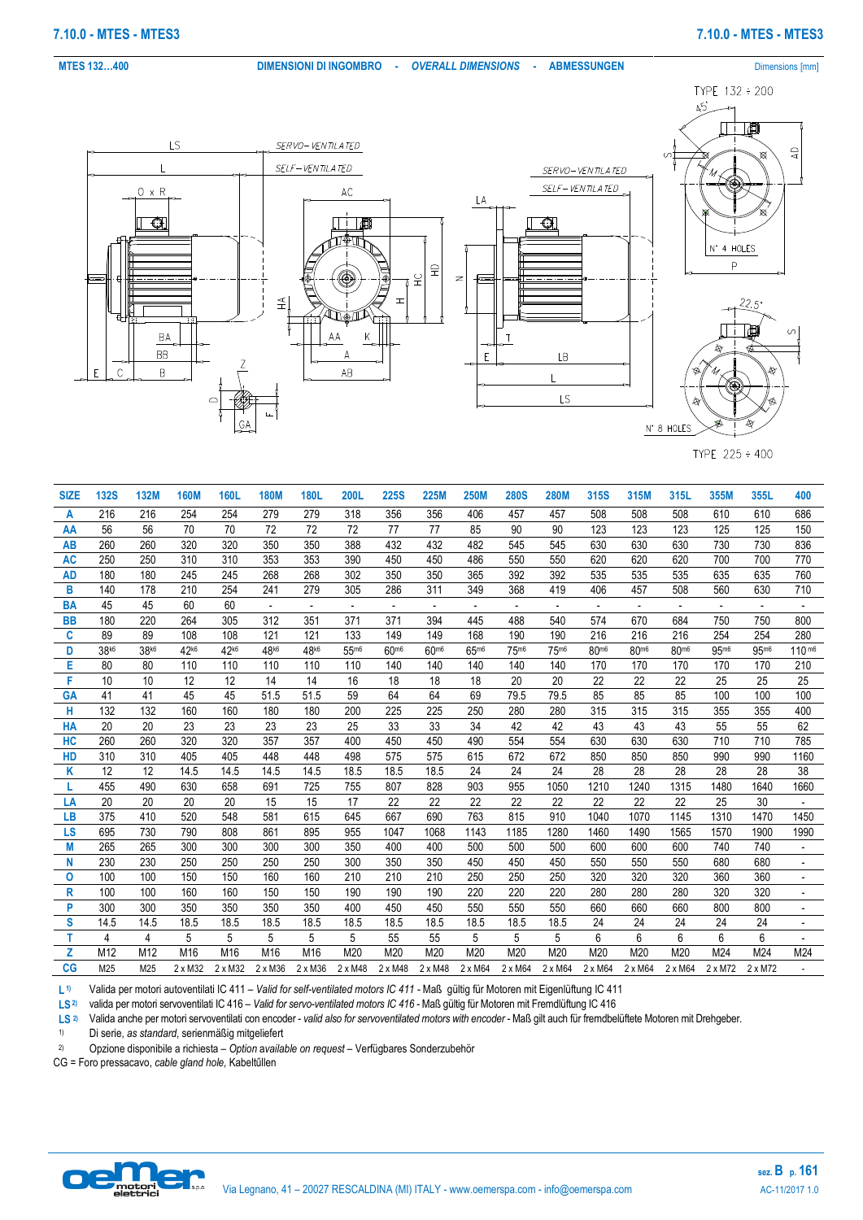## MTES 132…400

**DIMENSIONI DI INGOMBRO** - ***OVERALL DIMENSIONS*** - **ABMESSUNGEN**

Dimensions [mm]

LS
L
O x R
SERVO–VENTILATED
SELF–VENTILATED
AC
HD
HC
HA
H
BA
BB
E C B
AA K
A
AB
Z
D
F
GA
LA
N
T
E
LB
L
LS
TYPE 132 ÷ 200
45°
S
AD
M
N° 4 HOLES
P
22.5°
S
M
N° 8 HOLES
TYPE 225 ÷ 400

| SIZE | 132S | 132M | 160M | 160L | 180M | 180L | 200L | 225S | 225M | 250M | 280S | 280M | 315S | 315M | 315L | 355M | 355L | 400 |
|---|---|---|---|---|---|---|---|---|---|---|---|---|---|---|---|---|---|---|
| A | 216 | 216 | 254 | 254 | 279 | 279 | 318 | 356 | 356 | 406 | 457 | 457 | 508 | 508 | 508 | 610 | 610 | 686 |
| AA | 56 | 56 | 70 | 70 | 72 | 72 | 72 | 77 | 77 | 85 | 90 | 90 | 123 | 123 | 123 | 125 | 125 | 150 |
| AB | 260 | 260 | 320 | 320 | 350 | 350 | 388 | 432 | 432 | 482 | 545 | 545 | 630 | 630 | 630 | 730 | 730 | 836 |
| AC | 250 | 250 | 310 | 310 | 353 | 353 | 390 | 450 | 450 | 486 | 550 | 550 | 620 | 620 | 620 | 700 | 700 | 770 |
| AD | 180 | 180 | 245 | 245 | 268 | 268 | 302 | 350 | 350 | 365 | 392 | 392 | 535 | 535 | 535 | 635 | 635 | 760 |
| B | 140 | 178 | 210 | 254 | 241 | 279 | 305 | 286 | 311 | 349 | 368 | 419 | 406 | 457 | 508 | 560 | 630 | 710 |
| BA | 45 | 45 | 60 | 60 | - | - | - | - | - | - | - | - | - | - | - | - | - | - |
| BB | 180 | 220 | 264 | 305 | 312 | 351 | 371 | 371 | 394 | 445 | 488 | 540 | 574 | 670 | 684 | 750 | 750 | 800 |
| C | 89 | 89 | 108 | 108 | 121 | 121 | 133 | 149 | 149 | 168 | 190 | 190 | 216 | 216 | 216 | 254 | 254 | 280 |
| D | 38k6 | 38k6 | 42k6 | 42k6 | 48k6 | 48k6 | 55m6 | 60m6 | 60m6 | 65m6 | 75m6 | 75m6 | 80m6 | 80m6 | 80m6 | 95m6 | 95m6 | 110 m6 |
| E | 80 | 80 | 110 | 110 | 110 | 110 | 110 | 140 | 140 | 140 | 140 | 140 | 170 | 170 | 170 | 170 | 170 | 210 |
| F | 10 | 10 | 12 | 12 | 14 | 14 | 16 | 18 | 18 | 18 | 20 | 20 | 22 | 22 | 22 | 25 | 25 | 25 |
| GA | 41 | 41 | 45 | 45 | 51.5 | 51.5 | 59 | 64 | 64 | 69 | 79.5 | 79.5 | 85 | 85 | 85 | 100 | 100 | 100 |
| H | 132 | 132 | 160 | 160 | 180 | 180 | 200 | 225 | 225 | 250 | 280 | 280 | 315 | 315 | 315 | 355 | 355 | 400 |
| HA | 20 | 20 | 23 | 23 | 23 | 23 | 25 | 33 | 33 | 34 | 42 | 42 | 43 | 43 | 43 | 55 | 55 | 62 |
| HC | 260 | 260 | 320 | 320 | 357 | 357 | 400 | 450 | 450 | 490 | 554 | 554 | 630 | 630 | 630 | 710 | 710 | 785 |
| HD | 310 | 310 | 405 | 405 | 448 | 448 | 498 | 575 | 575 | 615 | 672 | 672 | 850 | 850 | 850 | 990 | 990 | 1160 |
| K | 12 | 12 | 14.5 | 14.5 | 14.5 | 14.5 | 18.5 | 18.5 | 18.5 | 24 | 24 | 24 | 28 | 28 | 28 | 28 | 28 | 38 |
| L | 455 | 490 | 630 | 658 | 691 | 725 | 755 | 807 | 828 | 903 | 955 | 1050 | 1210 | 1240 | 1315 | 1480 | 1640 | 1660 |
| LA | 20 | 20 | 20 | 20 | 15 | 15 | 17 | 22 | 22 | 22 | 22 | 22 | 22 | 22 | 22 | 25 | 30 | - |
| LB | 375 | 410 | 520 | 548 | 581 | 615 | 645 | 667 | 690 | 763 | 815 | 910 | 1040 | 1070 | 1145 | 1310 | 1470 | 1450 |
| LS | 695 | 730 | 790 | 808 | 861 | 895 | 955 | 1047 | 1068 | 1143 | 1185 | 1280 | 1460 | 1490 | 1565 | 1570 | 1900 | 1990 |
| M | 265 | 265 | 300 | 300 | 300 | 300 | 350 | 400 | 400 | 500 | 500 | 500 | 600 | 600 | 600 | 740 | 740 | - |
| N | 230 | 230 | 250 | 250 | 250 | 250 | 300 | 350 | 350 | 450 | 450 | 450 | 550 | 550 | 550 | 680 | 680 | - |
| O | 100 | 100 | 150 | 150 | 160 | 160 | 210 | 210 | 210 | 250 | 250 | 250 | 320 | 320 | 320 | 360 | 360 | - |
| R | 100 | 100 | 160 | 160 | 150 | 150 | 190 | 190 | 190 | 220 | 220 | 220 | 280 | 280 | 280 | 320 | 320 | - |
| P | 300 | 300 | 350 | 350 | 350 | 350 | 400 | 450 | 450 | 550 | 550 | 550 | 660 | 660 | 660 | 800 | 800 | - |
| S | 14.5 | 14.5 | 18.5 | 18.5 | 18.5 | 18.5 | 18.5 | 18.5 | 18.5 | 18.5 | 18.5 | 18.5 | 24 | 24 | 24 | 24 | 24 | - |
| T | 4 | 4 | 5 | 5 | 5 | 5 | 5 | 55 | 55 | 5 | 5 | 5 | 6 | 6 | 6 | 6 | 6 | - |
| Z | M12 | M12 | M16 | M16 | M16 | M16 | M20 | M20 | M20 | M20 | M20 | M20 | M20 | M20 | M20 | M24 | M24 | M24 |
| CG | M25 | M25 | 2 x M32 | 2 x M32 | 2 x M36 | 2 x M36 | 2 x M48 | 2 x M48 | 2 x M48 | 2 x M64 | 2 x M64 | 2 x M64 | 2 x M64 | 2 x M64 | 2 x M64 | 2 x M72 | 2 x M72 | - |

**L** [1] Valida per motori autoventilati IC 411 – *Valid for self-ventilated motors IC 411* - Maß gültig für Motoren mit Eigenlüftung IC 411

**LS** [2] valida per motori servoventilati IC 416 – *Valid for servo-ventilated motors IC 416* - Maß gültig für Motoren mit Fremdlüftung IC 416

**LS** [2] Valida anche per motori servoventilati con encoder - *valid also for servoventilated motors with encoder* - Maß gilt auch für fremdbelüftete Motoren mit Drehgeber.

[1] Di serie, *as standard*, serienmäßig mitgeliefert

[2] Opzione disponibile a richiesta – *Option available on request* – Verfügbares Sonderzubehör

CG = Foro pressacavo, *cable gland hole*, Kabeltüllen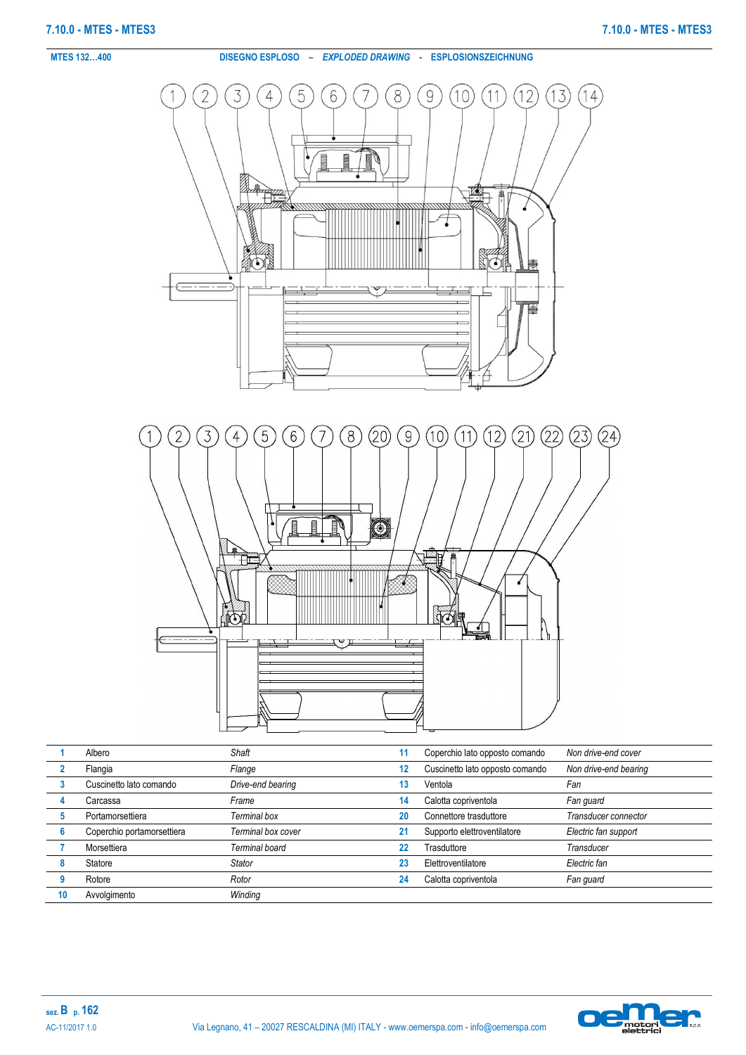MTES 132…400

DISEGNO ESPLOSO – *EXPLODED DRAWING* - EXPLOSIONSZEICHNUNG

1 2 3 4 5 6 7 8 9 10 11 12 13 14

1 2 3 4 5 6 7 8 20 9 10 11 12 21 22 23 24

| | | | | | |
|---|---|---|---|---|---|
| 1 | Albero | *Shaft* | 11 | Coperchio lato opposto comando | *Non drive-end cover* |
| 2 | Flangia | *Flange* | 12 | Cuscinetto lato opposto comando | *Non drive-end bearing* |
| 3 | Cuscinetto lato comando | *Drive-end bearing* | 13 | Ventola | *Fan* |
| 4 | Carcassa | *Frame* | 14 | Calotta copriventola | *Fan guard* |
| 5 | Portamorsettiera | *Terminal box* | 20 | Connettore trasduttore | *Transducer connector* |
| 6 | Coperchio portamorsettiera | *Terminal box cover* | 21 | Supporto elettroventilatore | *Electric fan support* |
| 7 | Morsettiera | *Terminal board* | 22 | Trasduttore | *Transducer* |
| 8 | Statore | *Stator* | 23 | Elettroventilatore | *Electric fan* |
| 9 | Rotore | *Rotor* | 24 | Calotta copriventola | *Fan guard* |
| 10 | Avvolgimento | *Winding* | | | |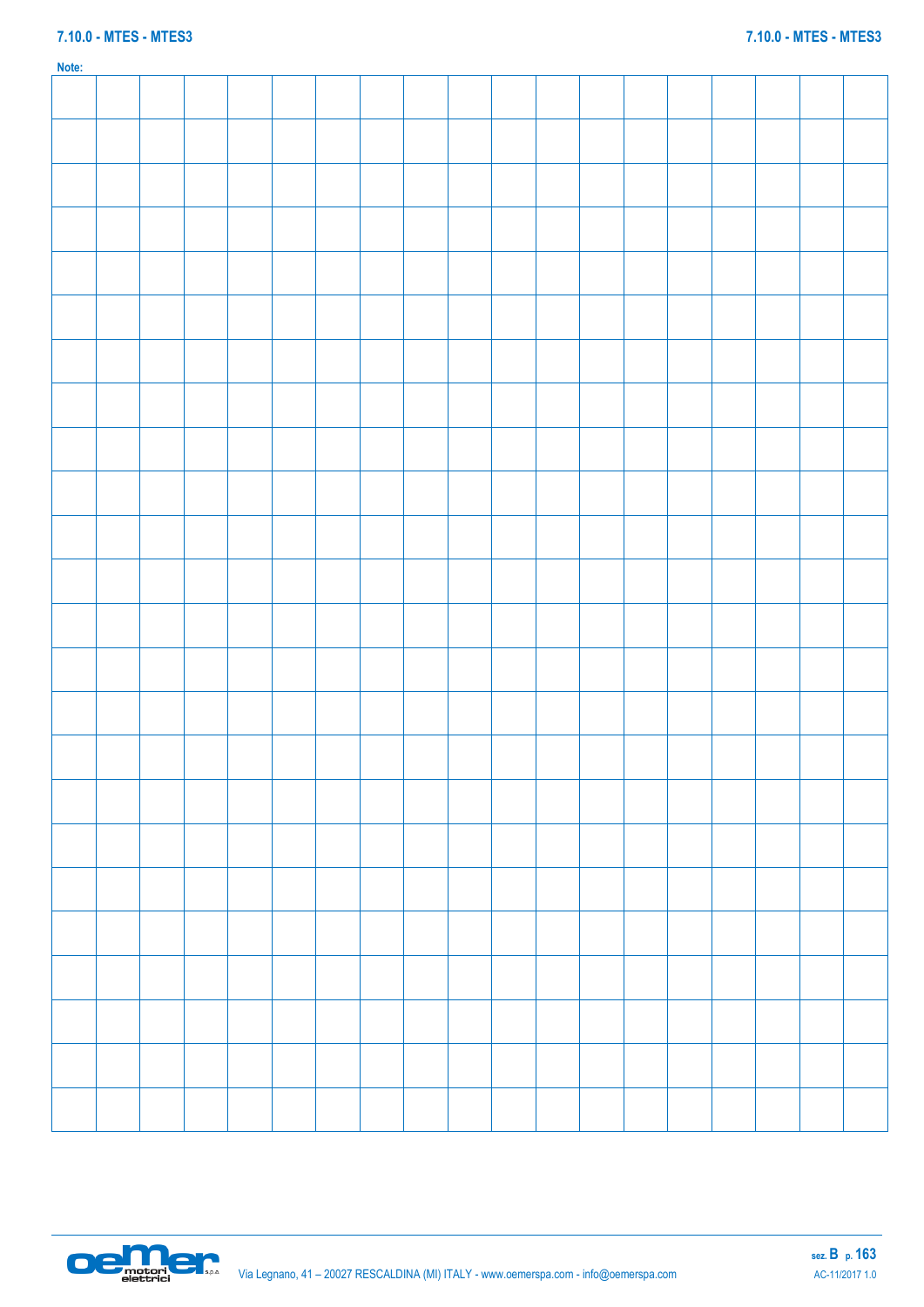Note: